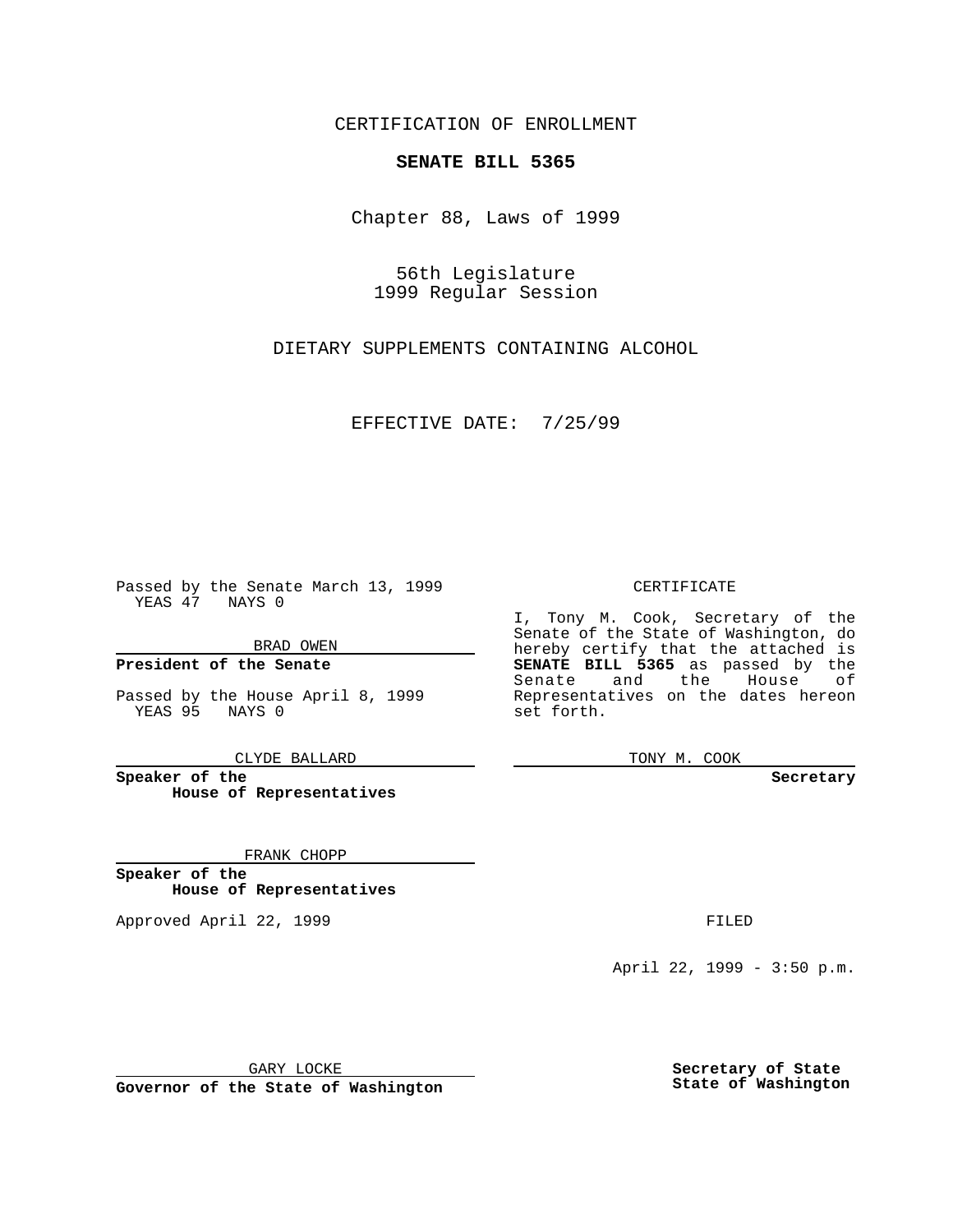CERTIFICATION OF ENROLLMENT

**SENATE BILL 5365**

Chapter 88, Laws of 1999

56th Legislature
1999 Regular Session

DIETARY SUPPLEMENTS CONTAINING ALCOHOL

EFFECTIVE DATE: 7/25/99

Passed by the Senate March 13, 1999
YEAS 47 NAYS 0

BRAD OWEN

**President of the Senate**

Passed by the House April 8, 1999
YEAS 95 NAYS 0

CLYDE BALLARD

**Speaker of the House of Representatives**

FRANK CHOPP

**Speaker of the House of Representatives**

Approved April 22, 1999

GARY LOCKE

**Governor of the State of Washington**

CERTIFICATE

I, Tony M. Cook, Secretary of the Senate of the State of Washington, do hereby certify that the attached is **SENATE BILL 5365** as passed by the Senate and the House of Representatives on the dates hereon set forth.

TONY M. COOK

**Secretary**

FILED

April 22, 1999 - 3:50 p.m.

**Secretary of State**
**State of Washington**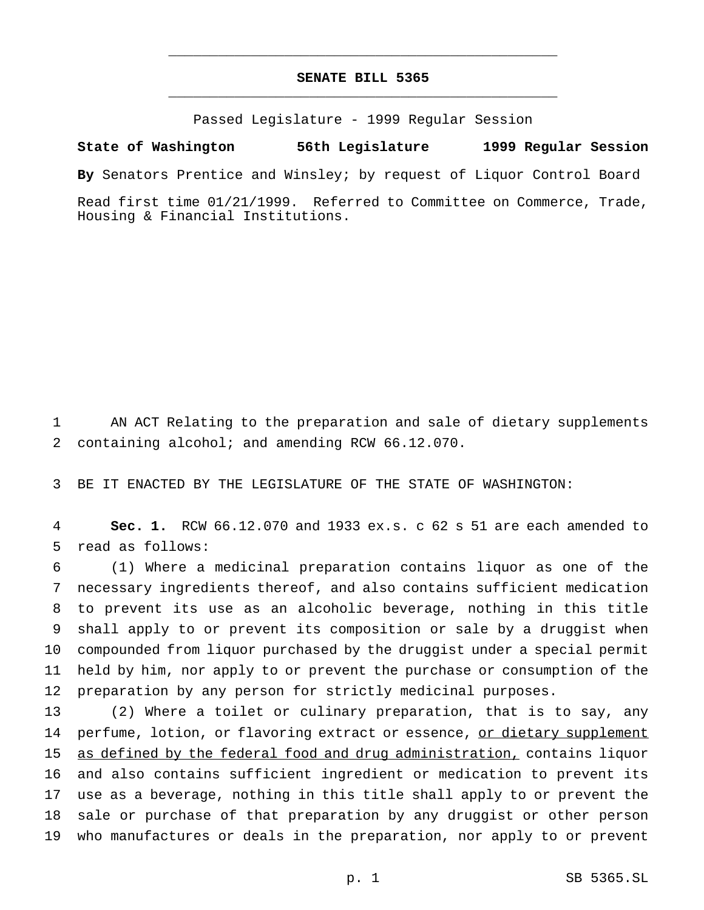# SENATE BILL 5365

Passed Legislature - 1999 Regular Session

**State of Washington 56th Legislature 1999 Regular Session**

**By** Senators Prentice and Winsley; by request of Liquor Control Board

Read first time 01/21/1999. Referred to Committee on Commerce, Trade, Housing & Financial Institutions.

AN ACT Relating to the preparation and sale of dietary supplements containing alcohol; and amending RCW 66.12.070.

BE IT ENACTED BY THE LEGISLATURE OF THE STATE OF WASHINGTON:

**Sec. 1.** RCW 66.12.070 and 1933 ex.s. c 62 s 51 are each amended to read as follows:

(1) Where a medicinal preparation contains liquor as one of the necessary ingredients thereof, and also contains sufficient medication to prevent its use as an alcoholic beverage, nothing in this title shall apply to or prevent its composition or sale by a druggist when compounded from liquor purchased by the druggist under a special permit held by him, nor apply to or prevent the purchase or consumption of the preparation by any person for strictly medicinal purposes.

(2) Where a toilet or culinary preparation, that is to say, any perfume, lotion, or flavoring extract or essence, <u>or dietary supplement as defined by the federal food and drug administration,</u> contains liquor and also contains sufficient ingredient or medication to prevent its use as a beverage, nothing in this title shall apply to or prevent the sale or purchase of that preparation by any druggist or other person who manufactures or deals in the preparation, nor apply to or prevent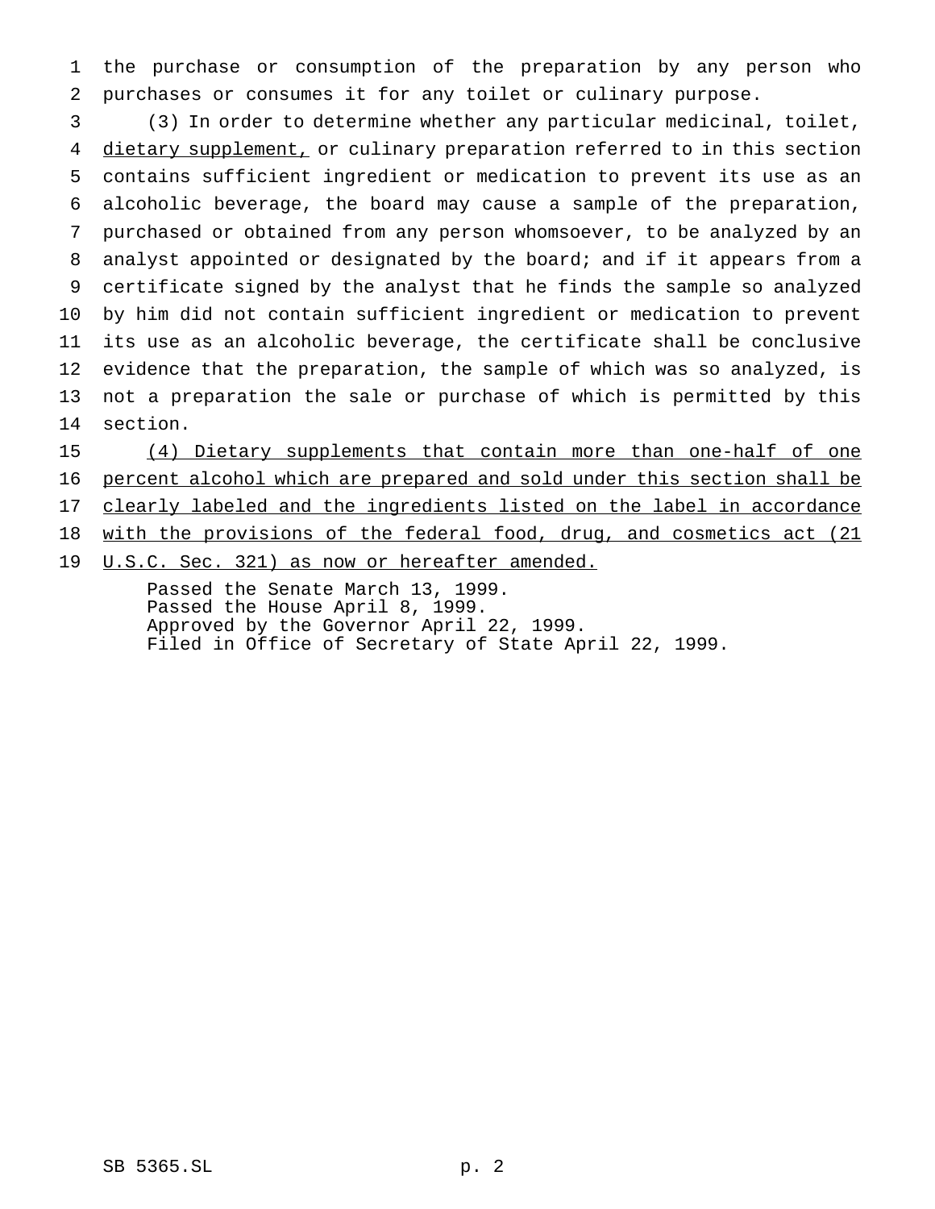the purchase or consumption of the preparation by any person who purchases or consumes it for any toilet or culinary purpose.

(3) In order to determine whether any particular medicinal, toilet, dietary supplement, or culinary preparation referred to in this section contains sufficient ingredient or medication to prevent its use as an alcoholic beverage, the board may cause a sample of the preparation, purchased or obtained from any person whomsoever, to be analyzed by an analyst appointed or designated by the board; and if it appears from a certificate signed by the analyst that he finds the sample so analyzed by him did not contain sufficient ingredient or medication to prevent its use as an alcoholic beverage, the certificate shall be conclusive evidence that the preparation, the sample of which was so analyzed, is not a preparation the sale or purchase of which is permitted by this section.

(4) Dietary supplements that contain more than one-half of one percent alcohol which are prepared and sold under this section shall be clearly labeled and the ingredients listed on the label in accordance with the provisions of the federal food, drug, and cosmetics act (21 U.S.C. Sec. 321) as now or hereafter amended.

Passed the Senate March 13, 1999.
Passed the House April 8, 1999.
Approved by the Governor April 22, 1999.
Filed in Office of Secretary of State April 22, 1999.